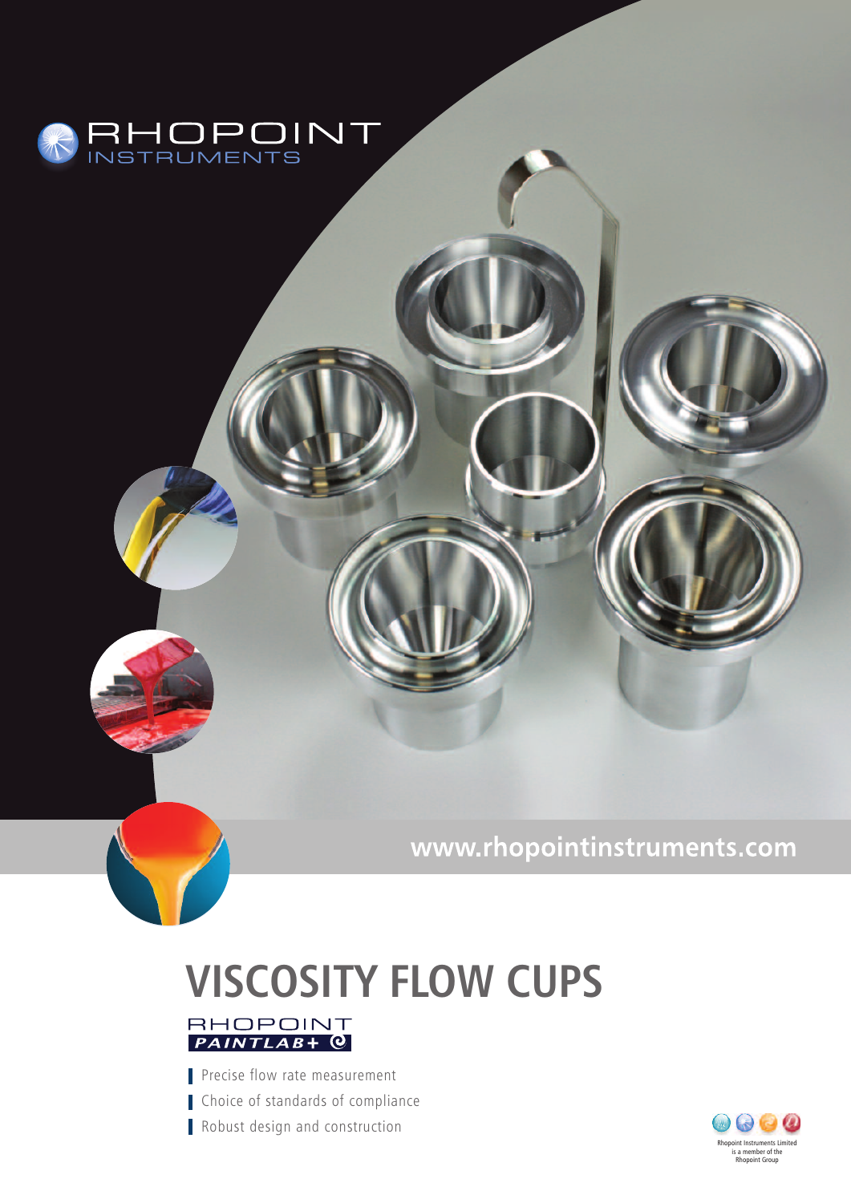RHOPOINT INSTRUMENTS

www.rhopointinstruments.com

# VISCOSITY FLOW CUPS

RHOPOINT PAINTLAB+

- Precise flow rate measurement
- Choice of standards of compliance
- Robust design and construction

Rhopoint Instruments Limited is a member of the Rhopoint Group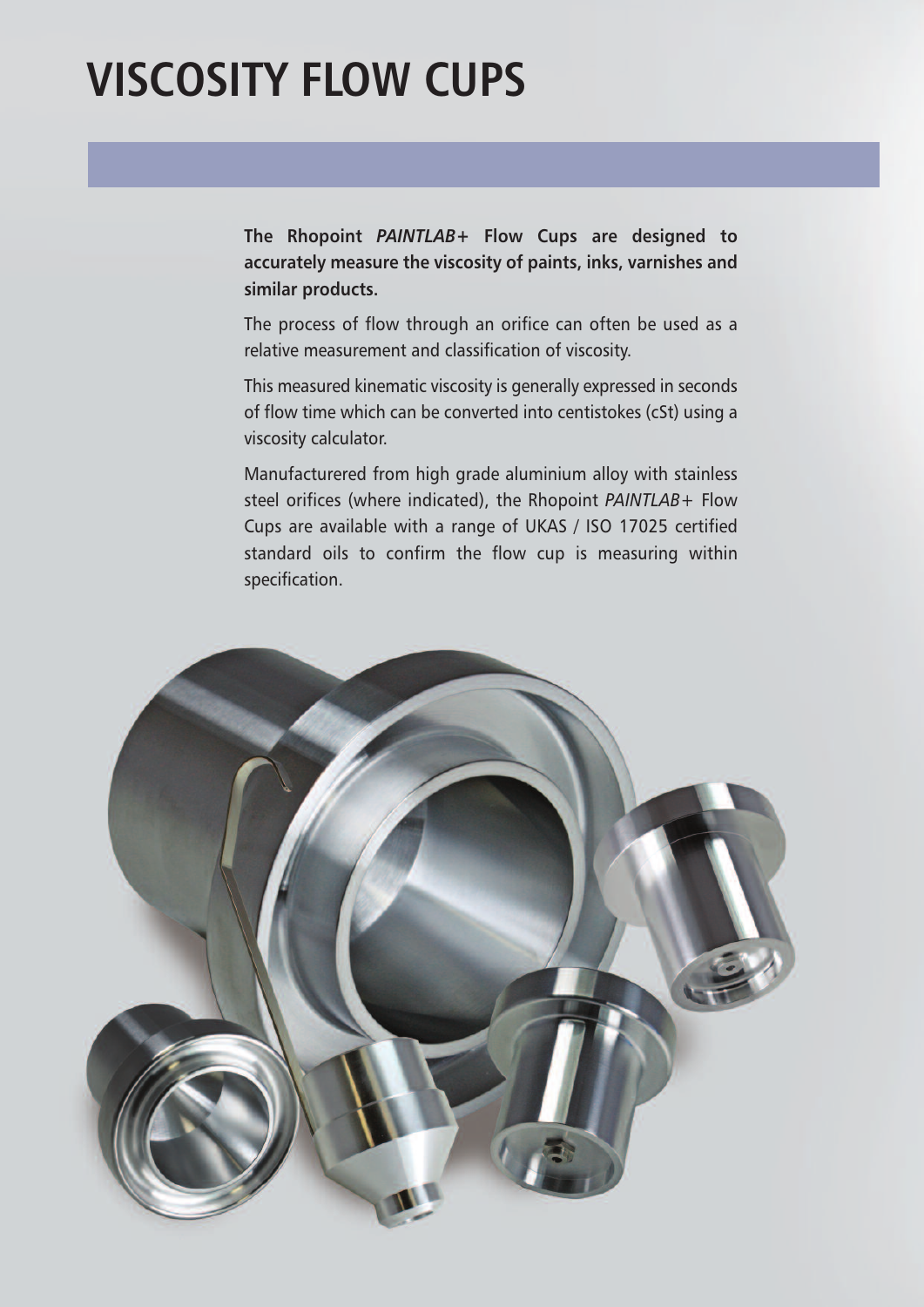# VISCOSITY FLOW CUPS

**The Rhopoint *PAINTLAB+* Flow Cups are designed to accurately measure the viscosity of paints, inks, varnishes and similar products.**

The process of flow through an orifice can often be used as a relative measurement and classification of viscosity.

This measured kinematic viscosity is generally expressed in seconds of flow time which can be converted into centistokes (cSt) using a viscosity calculator.

Manufacturered from high grade aluminium alloy with stainless steel orifices (where indicated), the Rhopoint *PAINTLAB+* Flow Cups are available with a range of UKAS / ISO 17025 certified standard oils to confirm the flow cup is measuring within specification.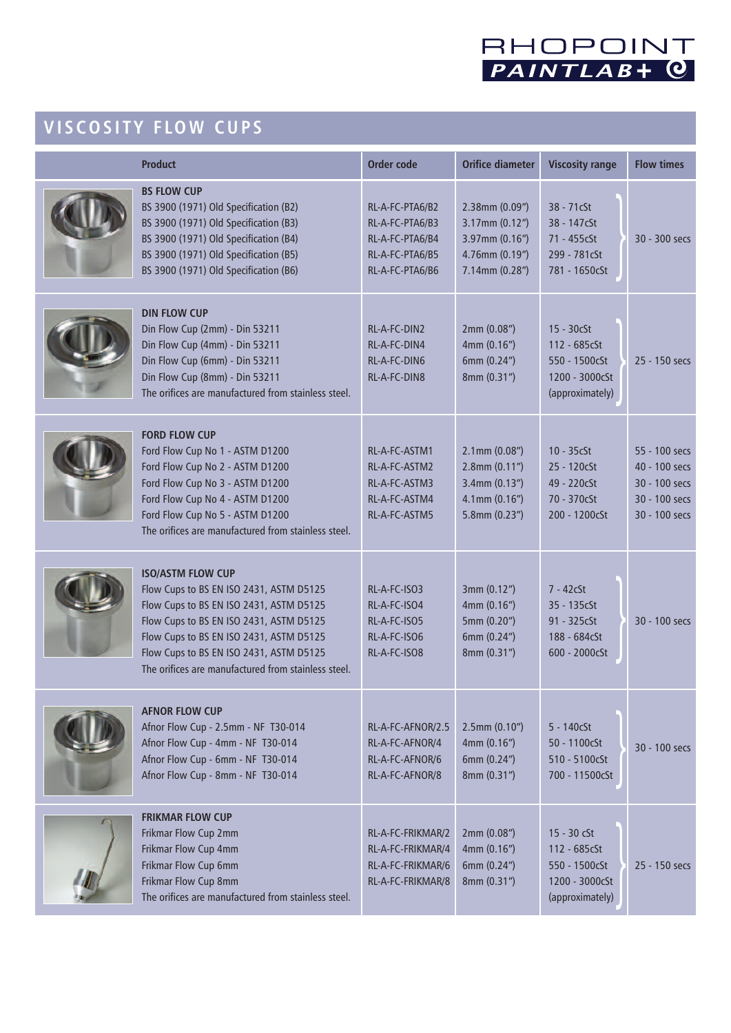## VISCOSITY FLOW CUPS

| Product | Order code | Orifice diameter | Viscosity range | Flow times |
|---|---|---|---|---|
| **BS FLOW CUP** | | | | |
| BS 3900 (1971) Old Specification (B2) | RL-A-FC-PTA6/B2 | 2.38mm (0.09") | 38 - 71cSt | 30 - 300 secs |
| BS 3900 (1971) Old Specification (B3) | RL-A-FC-PTA6/B3 | 3.17mm (0.12") | 38 - 147cSt | |
| BS 3900 (1971) Old Specification (B4) | RL-A-FC-PTA6/B4 | 3.97mm (0.16") | 71 - 455cSt | |
| BS 3900 (1971) Old Specification (B5) | RL-A-FC-PTA6/B5 | 4.76mm (0.19") | 299 - 781cSt | |
| BS 3900 (1971) Old Specification (B6) | RL-A-FC-PTA6/B6 | 7.14mm (0.28") | 781 - 1650cSt | |
| **DIN FLOW CUP** | | | | |
| Din Flow Cup (2mm) - Din 53211 | RL-A-FC-DIN2 | 2mm (0.08") | 15 - 30cSt | 25 - 150 secs |
| Din Flow Cup (4mm) - Din 53211 | RL-A-FC-DIN4 | 4mm (0.16") | 112 - 685cSt | |
| Din Flow Cup (6mm) - Din 53211 | RL-A-FC-DIN6 | 6mm (0.24") | 550 - 1500cSt | |
| Din Flow Cup (8mm) - Din 53211 | RL-A-FC-DIN8 | 8mm (0.31") | 1200 - 3000cSt | |
| The orifices are manufactured from stainless steel. | | | (approximately) | |
| **FORD FLOW CUP** | | | | |
| Ford Flow Cup No 1 - ASTM D1200 | RL-A-FC-ASTM1 | 2.1mm (0.08") | 10 - 35cSt | 55 - 100 secs |
| Ford Flow Cup No 2 - ASTM D1200 | RL-A-FC-ASTM2 | 2.8mm (0.11") | 25 - 120cSt | 40 - 100 secs |
| Ford Flow Cup No 3 - ASTM D1200 | RL-A-FC-ASTM3 | 3.4mm (0.13") | 49 - 220cSt | 30 - 100 secs |
| Ford Flow Cup No 4 - ASTM D1200 | RL-A-FC-ASTM4 | 4.1mm (0.16") | 70 - 370cSt | 30 - 100 secs |
| Ford Flow Cup No 5 - ASTM D1200 | RL-A-FC-ASTM5 | 5.8mm (0.23") | 200 - 1200cSt | 30 - 100 secs |
| The orifices are manufactured from stainless steel. | | | | |
| **ISO/ASTM FLOW CUP** | | | | |
| Flow Cups to BS EN ISO 2431, ASTM D5125 | RL-A-FC-ISO3 | 3mm (0.12") | 7 - 42cSt | 30 - 100 secs |
| Flow Cups to BS EN ISO 2431, ASTM D5125 | RL-A-FC-ISO4 | 4mm (0.16") | 35 - 135cSt | |
| Flow Cups to BS EN ISO 2431, ASTM D5125 | RL-A-FC-ISO5 | 5mm (0.20") | 91 - 325cSt | |
| Flow Cups to BS EN ISO 2431, ASTM D5125 | RL-A-FC-ISO6 | 6mm (0.24") | 188 - 684cSt | |
| Flow Cups to BS EN ISO 2431, ASTM D5125 | RL-A-FC-ISO8 | 8mm (0.31") | 600 - 2000cSt | |
| The orifices are manufactured from stainless steel. | | | | |
| **AFNOR FLOW CUP** | | | | |
| Afnor Flow Cup - 2.5mm - NF T30-014 | RL-A-FC-AFNOR/2.5 | 2.5mm (0.10") | 5 - 140cSt | 30 - 100 secs |
| Afnor Flow Cup - 4mm - NF T30-014 | RL-A-FC-AFNOR/4 | 4mm (0.16") | 50 - 1100cSt | |
| Afnor Flow Cup - 6mm - NF T30-014 | RL-A-FC-AFNOR/6 | 6mm (0.24") | 510 - 5100cSt | |
| Afnor Flow Cup - 8mm - NF T30-014 | RL-A-FC-AFNOR/8 | 8mm (0.31") | 700 - 11500cSt | |
| **FRIKMAR FLOW CUP** | | | | |
| Frikmar Flow Cup 2mm | RL-A-FC-FRIKMAR/2 | 2mm (0.08") | 15 - 30 cSt | 25 - 150 secs |
| Frikmar Flow Cup 4mm | RL-A-FC-FRIKMAR/4 | 4mm (0.16") | 112 - 685cSt | |
| Frikmar Flow Cup 6mm | RL-A-FC-FRIKMAR/6 | 6mm (0.24") | 550 - 1500cSt | |
| Frikmar Flow Cup 8mm | RL-A-FC-FRIKMAR/8 | 8mm (0.31") | 1200 - 3000cSt | |
| The orifices are manufactured from stainless steel. | | | (approximately) | |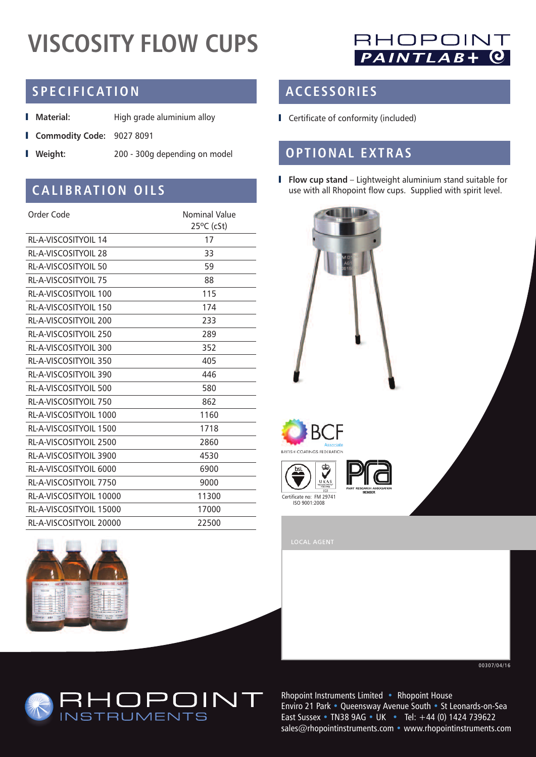# VISCOSITY FLOW CUPS

## SPECIFICATION

- **Material:** High grade aluminium alloy
- **Commodity Code:** 9027 8091
- **Weight:** 200 - 300g depending on model

## CALIBRATION OILS

| Order Code | Nominal Value 25ºC (cSt) |
|---|---|
| RL-A-VISCOSITYOIL 14 | 17 |
| RL-A-VISCOSITYOIL 28 | 33 |
| RL-A-VISCOSITYOIL 50 | 59 |
| RL-A-VISCOSITYOIL 75 | 88 |
| RL-A-VISCOSITYOIL 100 | 115 |
| RL-A-VISCOSITYOIL 150 | 174 |
| RL-A-VISCOSITYOIL 200 | 233 |
| RL-A-VISCOSITYOIL 250 | 289 |
| RL-A-VISCOSITYOIL 300 | 352 |
| RL-A-VISCOSITYOIL 350 | 405 |
| RL-A-VISCOSITYOIL 390 | 446 |
| RL-A-VISCOSITYOIL 500 | 580 |
| RL-A-VISCOSITYOIL 750 | 862 |
| RL-A-VISCOSITYOIL 1000 | 1160 |
| RL-A-VISCOSITYOIL 1500 | 1718 |
| RL-A-VISCOSITYOIL 2500 | 2860 |
| RL-A-VISCOSITYOIL 3900 | 4530 |
| RL-A-VISCOSITYOIL 6000 | 6900 |
| RL-A-VISCOSITYOIL 7750 | 9000 |
| RL-A-VISCOSITYOIL 10000 | 11300 |
| RL-A-VISCOSITYOIL 15000 | 17000 |
| RL-A-VISCOSITYOIL 20000 | 22500 |

## ACCESSORIES

- Certificate of conformity (included)

## OPTIONAL EXTRAS

- **Flow cup stand** – Lightweight aluminium stand suitable for use with all Rhopoint flow cups. Supplied with spirit level.

BCF Associate
BRITISH COATINGS FEDERATION

Certificate no: FM 29741
ISO 9001:2008

PAINT RESEARCH ASSOCIATION MEMBER

LOCAL AGENT

00307/04/16

Rhopoint Instruments Limited • Rhopoint House
Enviro 21 Park • Queensway Avenue South • St Leonards-on-Sea
East Sussex • TN38 9AG • UK • Tel: +44 (0) 1424 739622
sales@rhopointinstruments.com • www.rhopointinstruments.com